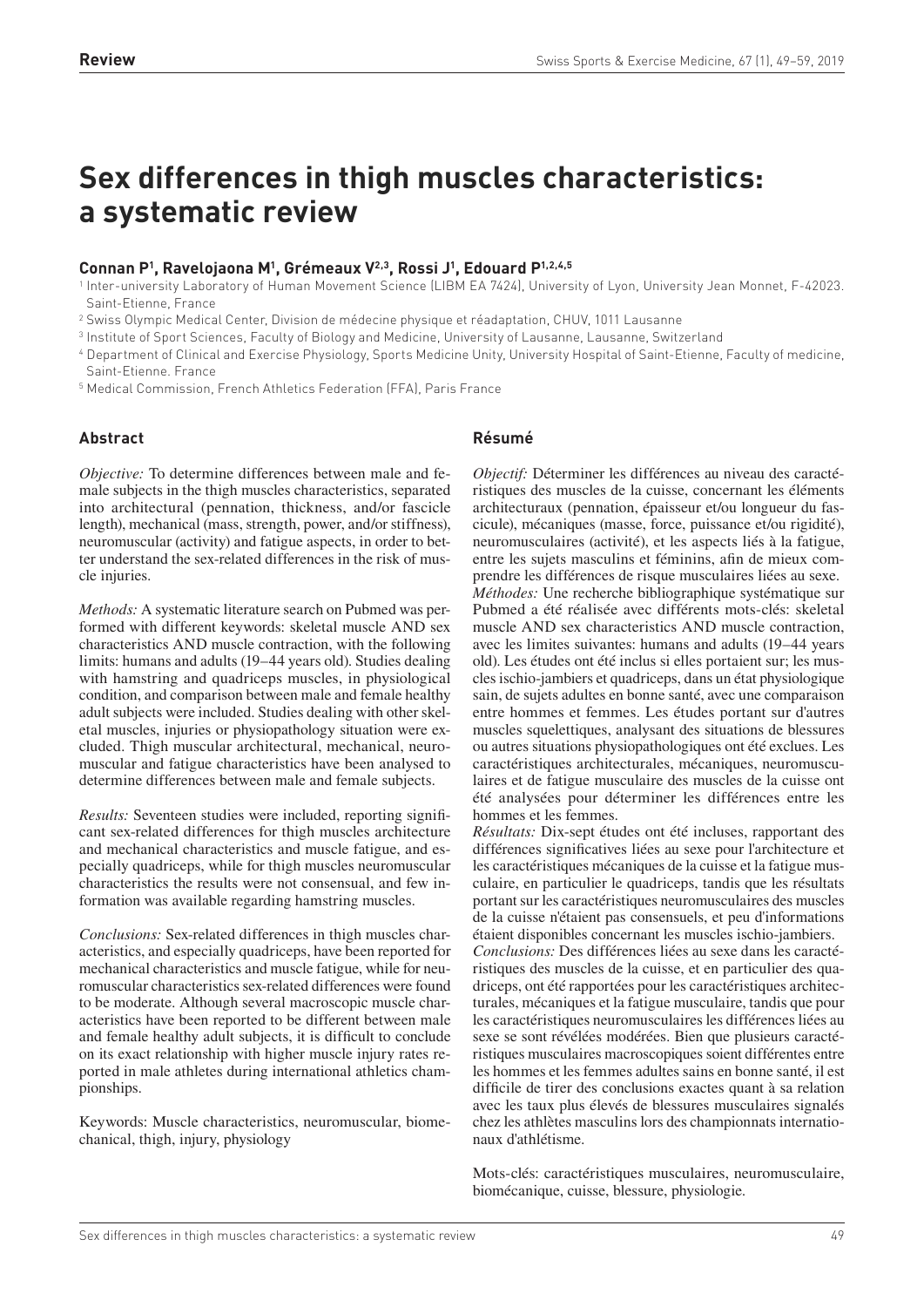**Review**

# Sex differences in thigh muscles characteristics: a systematic review

**Connan P[1], Ravelojaona M[1], Grémeaux V[2,3], Rossi J[1], Edouard P[1,2,4,5]**

[1] Inter-university Laboratory of Human Movement Science (LIBM EA 7424), University of Lyon, University Jean Monnet, F-42023. Saint-Etienne, France

[2] Swiss Olympic Medical Center, Division de médecine physique et réadaptation, CHUV, 1011 Lausanne

[3] Institute of Sport Sciences, Faculty of Biology and Medicine, University of Lausanne, Lausanne, Switzerland

[4] Department of Clinical and Exercise Physiology, Sports Medicine Unity, University Hospital of Saint-Etienne, Faculty of medicine, Saint-Etienne. France

[5] Medical Commission, French Athletics Federation (FFA), Paris France

## Abstract

*Objective:* To determine differences between male and female subjects in the thigh muscles characteristics, separated into architectural (pennation, thickness, and/or fascicle length), mechanical (mass, strength, power, and/or stiffness), neuromuscular (activity) and fatigue aspects, in order to better understand the sex-related differences in the risk of muscle injuries.

*Methods:* A systematic literature search on Pubmed was performed with different keywords: skeletal muscle AND sex characteristics AND muscle contraction, with the following limits: humans and adults (19–44 years old). Studies dealing with hamstring and quadriceps muscles, in physiological condition, and comparison between male and female healthy adult subjects were included. Studies dealing with other skeletal muscles, injuries or physiopathology situation were excluded. Thigh muscular architectural, mechanical, neuromuscular and fatigue characteristics have been analysed to determine differences between male and female subjects.

*Results:* Seventeen studies were included, reporting significant sex-related differences for thigh muscles architecture and mechanical characteristics and muscle fatigue, and especially quadriceps, while for thigh muscles neuromuscular characteristics the results were not consensual, and few information was available regarding hamstring muscles.

*Conclusions:* Sex-related differences in thigh muscles characteristics, and especially quadriceps, have been reported for mechanical characteristics and muscle fatigue, while for neuromuscular characteristics sex-related differences were found to be moderate. Although several macroscopic muscle characteristics have been reported to be different between male and female healthy adult subjects, it is difficult to conclude on its exact relationship with higher muscle injury rates reported in male athletes during international athletics championships.

Keywords: Muscle characteristics, neuromuscular, biomechanical, thigh, injury, physiology

## Résumé

*Objectif:* Déterminer les différences au niveau des caractéristiques des muscles de la cuisse, concernant les éléments architecturaux (pennation, épaisseur et/ou longueur du fascicule), mécaniques (masse, force, puissance et/ou rigidité), neuromusculaires (activité), et les aspects liés à la fatigue, entre les sujets masculins et féminins, afin de mieux comprendre les différences de risque musculaires liées au sexe.

*Méthodes:* Une recherche bibliographique systématique sur Pubmed a été réalisée avec différents mots-clés: skeletal muscle AND sex characteristics AND muscle contraction, avec les limites suivantes: humans and adults (19–44 years old). Les études ont été inclus si elles portaient sur; les muscles ischio-jambiers et quadriceps, dans un état physiologique sain, de sujets adultes en bonne santé, avec une comparaison entre hommes et femmes. Les études portant sur d'autres muscles squelettiques, analysant des situations de blessures ou autres situations physiopathologiques ont été exclues. Les caractéristiques architecturales, mécaniques, neuromusculaires et de fatigue musculaire des muscles de la cuisse ont été analysées pour déterminer les différences entre les hommes et les femmes.

*Résultats:* Dix-sept études ont été incluses, rapportant des différences significatives liées au sexe pour l'architecture et les caractéristiques mécaniques de la cuisse et la fatigue musculaire, en particulier le quadriceps, tandis que les résultats portant sur les caractéristiques neuromusculaires des muscles de la cuisse n'étaient pas consensuels, et peu d'informations étaient disponibles concernant les muscles ischio-jambiers.

*Conclusions:* Des différences liées au sexe dans les caractéristiques des muscles de la cuisse, et en particulier des quadriceps, ont été rapportées pour les caractéristiques architecturales, mécaniques et la fatigue musculaire, tandis que pour les caractéristiques neuromusculaires les différences liées au sexe se sont révélées modérées. Bien que plusieurs caractéristiques musculaires macroscopiques soient différentes entre les hommes et les femmes adultes sains en bonne santé, il est difficile de tirer des conclusions exactes quant à sa relation avec les taux plus élevés de blessures musculaires signalés chez les athlètes masculins lors des championnats internationaux d'athlétisme.

Mots-clés: caractéristiques musculaires, neuromusculaire, biomécanique, cuisse, blessure, physiologie.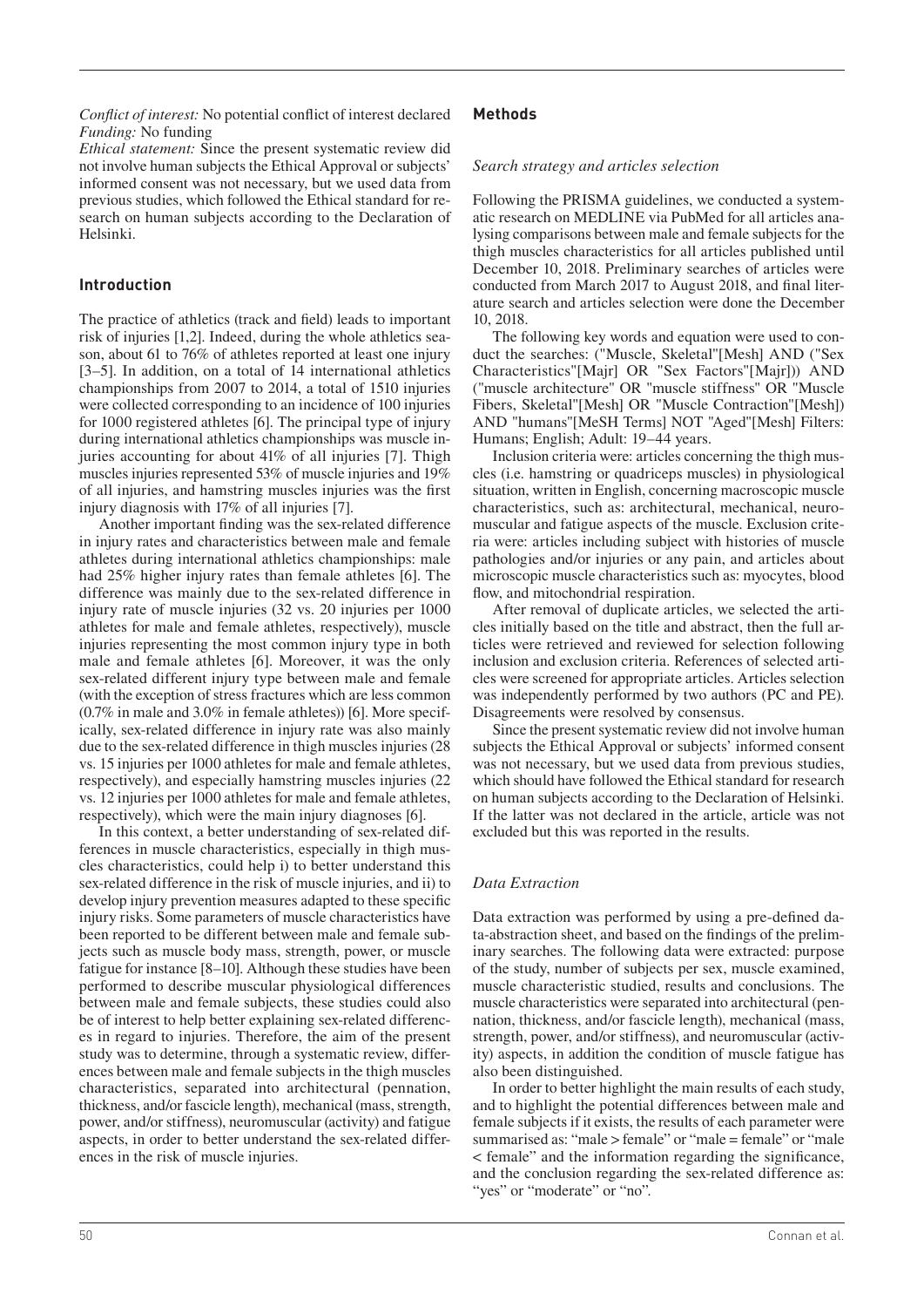*Conflict of interest:* No potential conflict of interest declared
*Funding:* No funding
*Ethical statement:* Since the present systematic review did not involve human subjects the Ethical Approval or subjects' informed consent was not necessary, but we used data from previous studies, which followed the Ethical standard for research on human subjects according to the Declaration of Helsinki.

## Introduction

The practice of athletics (track and field) leads to important risk of injuries [1,2]. Indeed, during the whole athletics season, about 61 to 76% of athletes reported at least one injury [3–5]. In addition, on a total of 14 international athletics championships from 2007 to 2014, a total of 1510 injuries were collected corresponding to an incidence of 100 injuries for 1000 registered athletes [6]. The principal type of injury during international athletics championships was muscle injuries accounting for about 41% of all injuries [7]. Thigh muscles injuries represented 53% of muscle injuries and 19% of all injuries, and hamstring muscles injuries was the first injury diagnosis with 17% of all injuries [7].

Another important finding was the sex-related difference in injury rates and characteristics between male and female athletes during international athletics championships: male had 25% higher injury rates than female athletes [6]. The difference was mainly due to the sex-related difference in injury rate of muscle injuries (32 vs. 20 injuries per 1000 athletes for male and female athletes, respectively), muscle injuries representing the most common injury type in both male and female athletes [6]. Moreover, it was the only sex-related different injury type between male and female (with the exception of stress fractures which are less common (0.7% in male and 3.0% in female athletes)) [6]. More specifically, sex-related difference in injury rate was also mainly due to the sex-related difference in thigh muscles injuries (28 vs. 15 injuries per 1000 athletes for male and female athletes, respectively), and especially hamstring muscles injuries (22 vs. 12 injuries per 1000 athletes for male and female athletes, respectively), which were the main injury diagnoses [6].

In this context, a better understanding of sex-related differences in muscle characteristics, especially in thigh muscles characteristics, could help i) to better understand this sex-related difference in the risk of muscle injuries, and ii) to develop injury prevention measures adapted to these specific injury risks. Some parameters of muscle characteristics have been reported to be different between male and female subjects such as muscle body mass, strength, power, or muscle fatigue for instance [8–10]. Although these studies have been performed to describe muscular physiological differences between male and female subjects, these studies could also be of interest to help better explaining sex-related differences in regard to injuries. Therefore, the aim of the present study was to determine, through a systematic review, differences between male and female subjects in the thigh muscles characteristics, separated into architectural (pennation, thickness, and/or fascicle length), mechanical (mass, strength, power, and/or stiffness), neuromuscular (activity) and fatigue aspects, in order to better understand the sex-related differences in the risk of muscle injuries.

## Methods

### Search strategy and articles selection

Following the PRISMA guidelines, we conducted a systematic research on MEDLINE via PubMed for all articles analysing comparisons between male and female subjects for the thigh muscles characteristics for all articles published until December 10, 2018. Preliminary searches of articles were conducted from March 2017 to August 2018, and final literature search and articles selection were done the December 10, 2018.

The following key words and equation were used to conduct the searches: ("Muscle, Skeletal"[Mesh] AND ("Sex Characteristics"[Majr] OR "Sex Factors"[Majr])) AND ("muscle architecture" OR "muscle stiffness" OR "Muscle Fibers, Skeletal"[Mesh] OR "Muscle Contraction"[Mesh]) AND "humans"[MeSH Terms] NOT "Aged"[Mesh] Filters: Humans; English; Adult: 19–44 years.

Inclusion criteria were: articles concerning the thigh muscles (i.e. hamstring or quadriceps muscles) in physiological situation, written in English, concerning macroscopic muscle characteristics, such as: architectural, mechanical, neuromuscular and fatigue aspects of the muscle. Exclusion criteria were: articles including subject with histories of muscle pathologies and/or injuries or any pain, and articles about microscopic muscle characteristics such as: myocytes, blood flow, and mitochondrial respiration.

After removal of duplicate articles, we selected the articles initially based on the title and abstract, then the full articles were retrieved and reviewed for selection following inclusion and exclusion criteria. References of selected articles were screened for appropriate articles. Articles selection was independently performed by two authors (PC and PE). Disagreements were resolved by consensus.

Since the present systematic review did not involve human subjects the Ethical Approval or subjects' informed consent was not necessary, but we used data from previous studies, which should have followed the Ethical standard for research on human subjects according to the Declaration of Helsinki. If the latter was not declared in the article, article was not excluded but this was reported in the results.

### Data Extraction

Data extraction was performed by using a pre-defined data-abstraction sheet, and based on the findings of the preliminary searches. The following data were extracted: purpose of the study, number of subjects per sex, muscle examined, muscle characteristic studied, results and conclusions. The muscle characteristics were separated into architectural (pennation, thickness, and/or fascicle length), mechanical (mass, strength, power, and/or stiffness), and neuromuscular (activity) aspects, in addition the condition of muscle fatigue has also been distinguished.

In order to better highlight the main results of each study, and to highlight the potential differences between male and female subjects if it exists, the results of each parameter were summarised as: "male > female" or "male = female" or "male < female" and the information regarding the significance, and the conclusion regarding the sex-related difference as: "yes" or "moderate" or "no".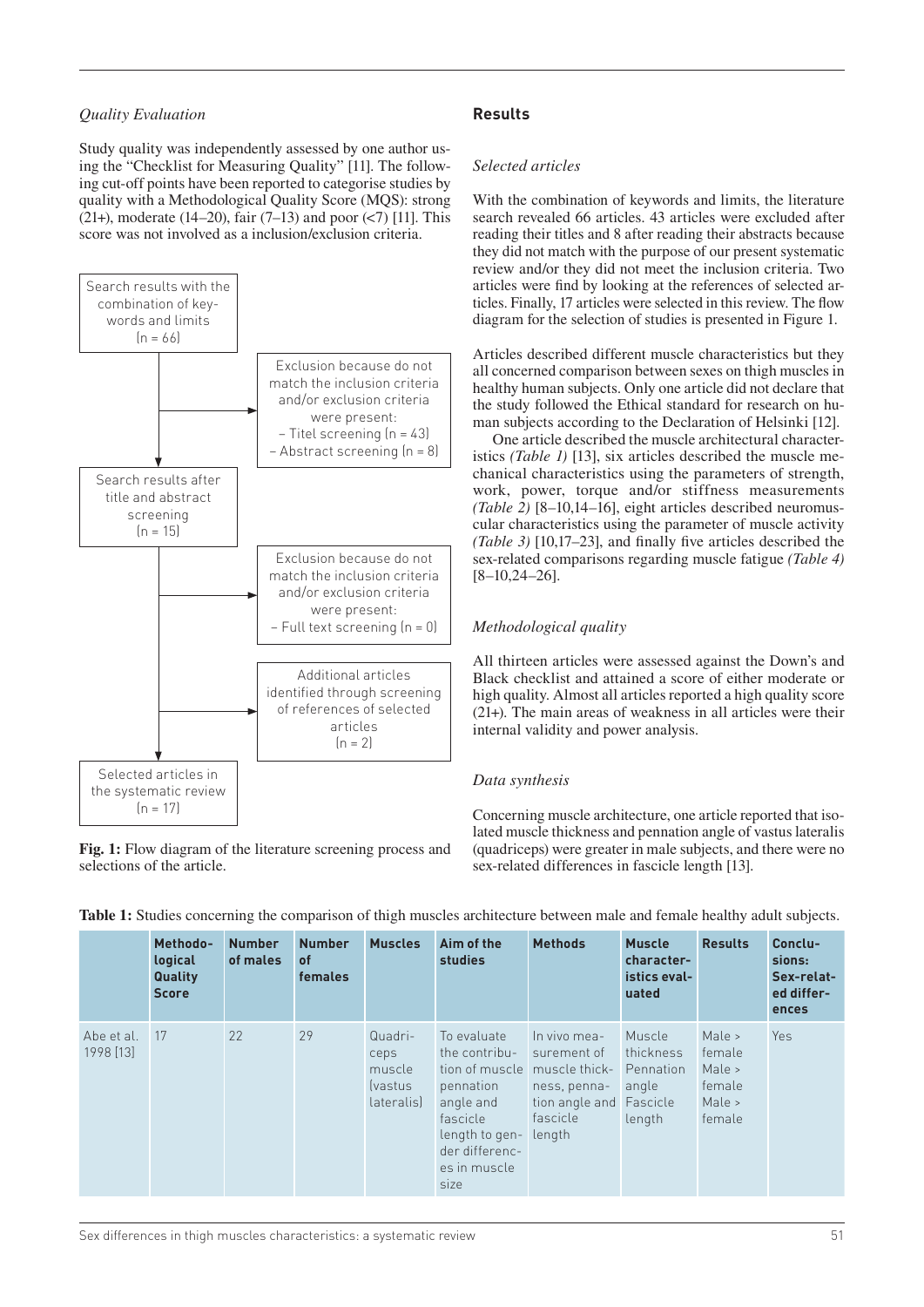*Quality Evaluation*

Study quality was independently assessed by one author using the "Checklist for Measuring Quality" [11]. The following cut-off points have been reported to categorise studies by quality with a Methodological Quality Score (MQS): strong (21+), moderate (14–20), fair (7–13) and poor (<7) [11]. This score was not involved as a inclusion/exclusion criteria.

Search results with the combination of keywords and limits (n = 66)

Exclusion because do not match the inclusion criteria and/or exclusion criteria were present:
– Titel screening (n = 43)
– Abstract screening (n = 8)

Search results after title and abstract screening (n = 15)

Exclusion because do not match the inclusion criteria and/or exclusion criteria were present:
– Full text screening (n = 0)

Additional articles identified through screening of references of selected articles (n = 2)

Selected articles in the systematic review (n = 17)

**Fig. 1:** Flow diagram of the literature screening process and selections of the article.

## Results

*Selected articles*

With the combination of keywords and limits, the literature search revealed 66 articles. 43 articles were excluded after reading their titles and 8 after reading their abstracts because they did not match with the purpose of our present systematic review and/or they did not meet the inclusion criteria. Two articles were find by looking at the references of selected articles. Finally, 17 articles were selected in this review. The flow diagram for the selection of studies is presented in Figure 1.

Articles described different muscle characteristics but they all concerned comparison between sexes on thigh muscles in healthy human subjects. Only one article did not declare that the study followed the Ethical standard for research on human subjects according to the Declaration of Helsinki [12].

One article described the muscle architectural characteristics *(Table 1)* [13], six articles described the muscle mechanical characteristics using the parameters of strength, work, power, torque and/or stiffness measurements *(Table 2)* [8–10,14–16], eight articles described neuromuscular characteristics using the parameter of muscle activity *(Table 3)* [10,17–23], and finally five articles described the sex-related comparisons regarding muscle fatigue *(Table 4)* [8–10,24–26].

*Methodological quality*

All thirteen articles were assessed against the Down's and Black checklist and attained a score of either moderate or high quality. Almost all articles reported a high quality score (21+). The main areas of weakness in all articles were their internal validity and power analysis.

*Data synthesis*

Concerning muscle architecture, one article reported that isolated muscle thickness and pennation angle of vastus lateralis (quadriceps) were greater in male subjects, and there were no sex-related differences in fascicle length [13].

**Table 1:** Studies concerning the comparison of thigh muscles architecture between male and female healthy adult subjects.

| | Methodological Quality Score | Number of males | Number of females | Muscles | Aim of the studies | Methods | Muscle characteristics evaluated | Results | Conclusions: Sex-related differences |
|---|---|---|---|---|---|---|---|---|---|
| Abe et al. 1998 [13] | 17 | 22 | 29 | Quadriceps muscle (vastus lateralis) | To evaluate the contribution of muscle pennation angle and fascicle length to gender differences in muscle size | In vivo measurement of muscle thickness, pennation angle and fascicle length | Muscle thickness<br>Pennation angle<br>Fascicle length | Male > female<br>Male > female<br>Male > female | Yes |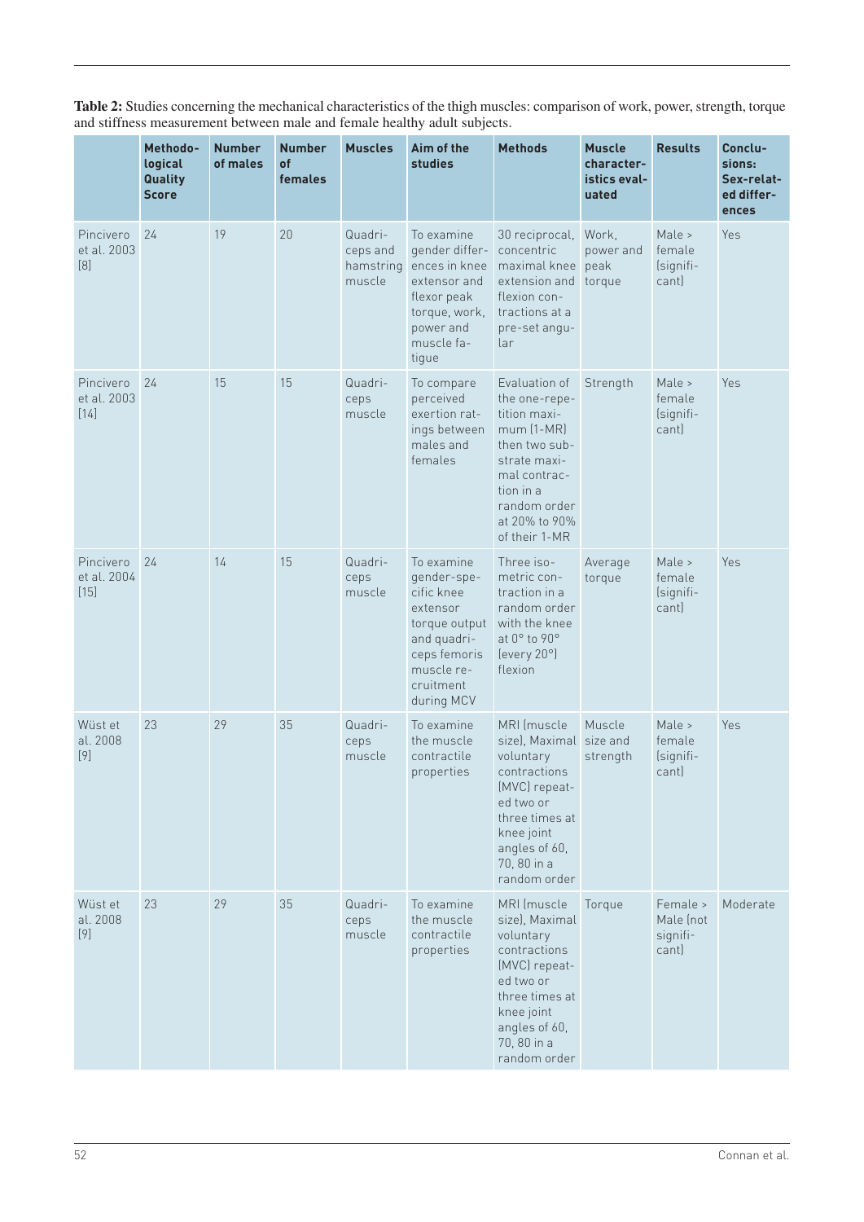**Table 2:** Studies concerning the mechanical characteristics of the thigh muscles: comparison of work, power, strength, torque and stiffness measurement between male and female healthy adult subjects.

| | Methodological Quality Score | Number of males | Number of females | Muscles | Aim of the studies | Methods | Muscle characteristics evaluated | Results | Conclusions: Sex-related differences |
|---|---|---|---|---|---|---|---|---|---|
| Pincivero et al. 2003 [8] | 24 | 19 | 20 | Quadriceps and hamstring muscle | To examine gender differences in knee extensor and flexor peak torque, work, power and muscle fatigue | 30 reciprocal, concentric maximal knee extension and flexion contractions at a pre-set angular | Work, power and peak torque | Male > female (significant) | Yes |
| Pincivero et al. 2003 [14] | 24 | 15 | 15 | Quadriceps muscle | To compare perceived exertion ratings between males and females | Evaluation of the one-repetition maximum (1-MR) then two substrate maximal contraction in a random order at 20% to 90% of their 1-MR | Strength | Male > female (significant) | Yes |
| Pincivero et al. 2004 [15] | 24 | 14 | 15 | Quadriceps muscle | To examine gender-specific knee extensor torque output and quadriceps femoris muscle recruitment during MCV | Three isometric contraction in a random order with the knee at 0° to 90° (every 20°) flexion | Average torque | Male > female (significant) | Yes |
| Wüst et al. 2008 [9] | 23 | 29 | 35 | Quadriceps muscle | To examine the muscle contractile properties | MRI (muscle size), Maximal voluntary contractions (MVC) repeated two or three times at knee joint angles of 60, 70, 80 in a random order | Muscle size and strength | Male > female (significant) | Yes |
| Wüst et al. 2008 [9] | 23 | 29 | 35 | Quadriceps muscle | To examine the muscle contractile properties | MRI (muscle size), Maximal voluntary contractions (MVC) repeated two or three times at knee joint angles of 60, 70, 80 in a random order | Torque | Female > Male (not significant) | Moderate |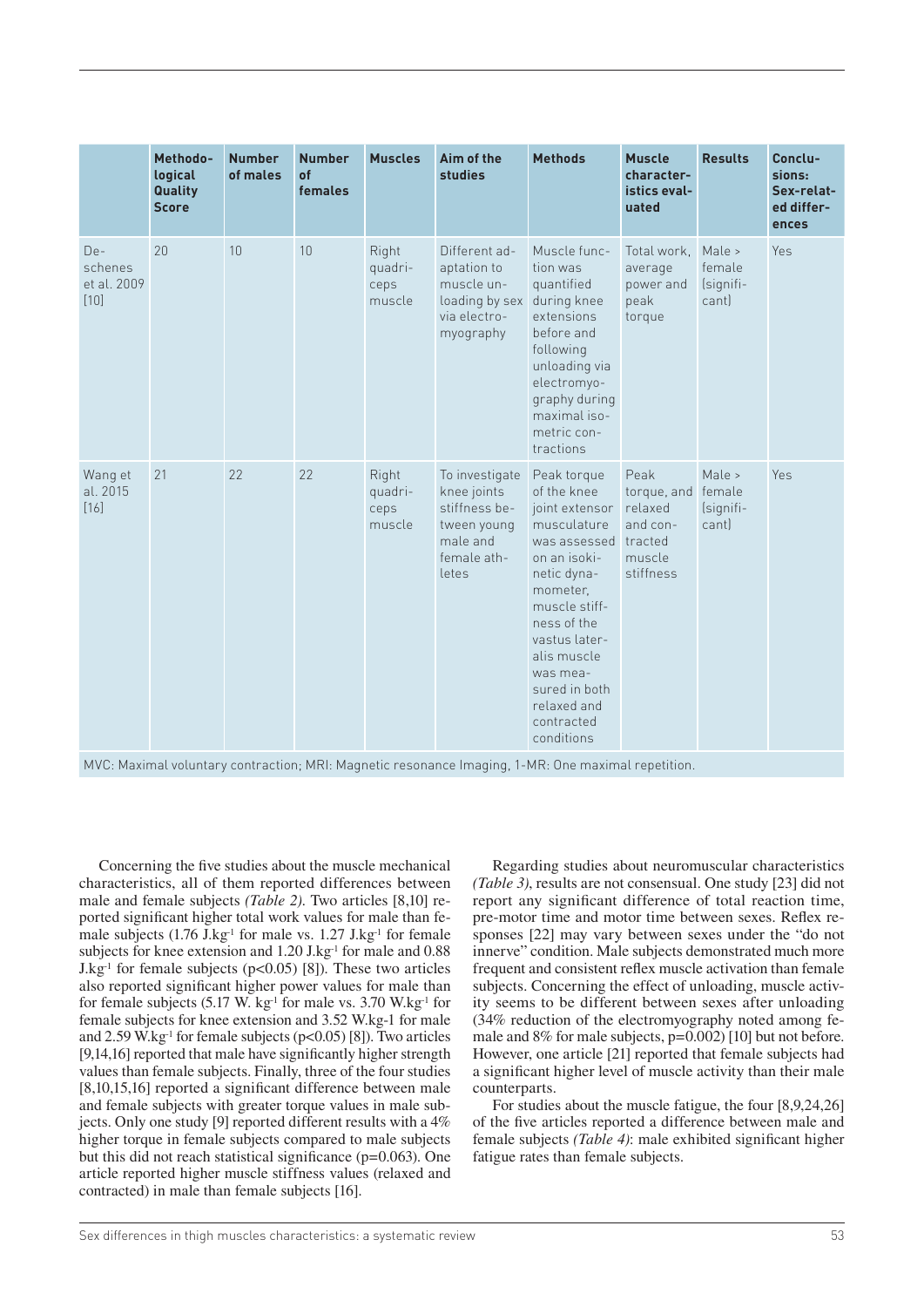| | Methodo-logical Quality Score | Number of males | Number of females | Muscles | Aim of the studies | Methods | Muscle characteristics evaluated | Results | Conclusions: Sex-related differences |
|---|---|---|---|---|---|---|---|---|---|
| Deschenes et al. 2009 [10] | 20 | 10 | 10 | Right quadriceps muscle | Different adaptation to muscle unloading by sex via electromyography | Muscle function was quantified during knee extensions before and following unloading via electromyography during maximal isometric contractions | Total work, average power and peak torque | Male > female (significant) | Yes |
| Wang et al. 2015 [16] | 21 | 22 | 22 | Right quadriceps muscle | To investigate knee joints stiffness between young male and female athletes | Peak torque of the knee joint extensor musculature was assessed on an isokinetic dynamometer, muscle stiffness of the vastus lateralis muscle was measured in both relaxed and contracted conditions | Peak torque, and relaxed and contracted muscle stiffness | Male > female (significant) | Yes |

MVC: Maximal voluntary contraction; MRI: Magnetic resonance Imaging, 1-MR: One maximal repetition.

Concerning the five studies about the muscle mechanical characteristics, all of them reported differences between male and female subjects *(Table 2)*. Two articles [8,10] reported significant higher total work values for male than female subjects (1.76 $J.kg^{-1}$ for male vs. 1.27 $J.kg^{-1}$ for female subjects for knee extension and 1.20 $J.kg^{-1}$ for male and 0.88 $J.kg^{-1}$ for female subjects ($p<0.05$) [8]). These two articles also reported significant higher power values for male than for female subjects (5.17 $W.kg^{-1}$ for male vs. 3.70 $W.kg^{-1}$ for female subjects for knee extension and 3.52 W.kg-1 for male and 2.59 $W.kg^{-1}$ for female subjects ($p<0.05$) [8]). Two articles [9,14,16] reported that male have significantly higher strength values than female subjects. Finally, three of the four studies [8,10,15,16] reported a significant difference between male and female subjects with greater torque values in male subjects. Only one study [9] reported different results with a 4% higher torque in female subjects compared to male subjects but this did not reach statistical significance ($p=0.063$). One article reported higher muscle stiffness values (relaxed and contracted) in male than female subjects [16].

Regarding studies about neuromuscular characteristics *(Table 3)*, results are not consensual. One study [23] did not report any significant difference of total reaction time, pre-motor time and motor time between sexes. Reflex responses [22] may vary between sexes under the "do not innerve" condition. Male subjects demonstrated much more frequent and consistent reflex muscle activation than female subjects. Concerning the effect of unloading, muscle activity seems to be different between sexes after unloading (34% reduction of the electromyography noted among female and 8% for male subjects, $p=0.002$) [10] but not before. However, one article [21] reported that female subjects had a significant higher level of muscle activity than their male counterparts.

For studies about the muscle fatigue, the four [8,9,24,26] of the five articles reported a difference between male and female subjects *(Table 4)*: male exhibited significant higher fatigue rates than female subjects.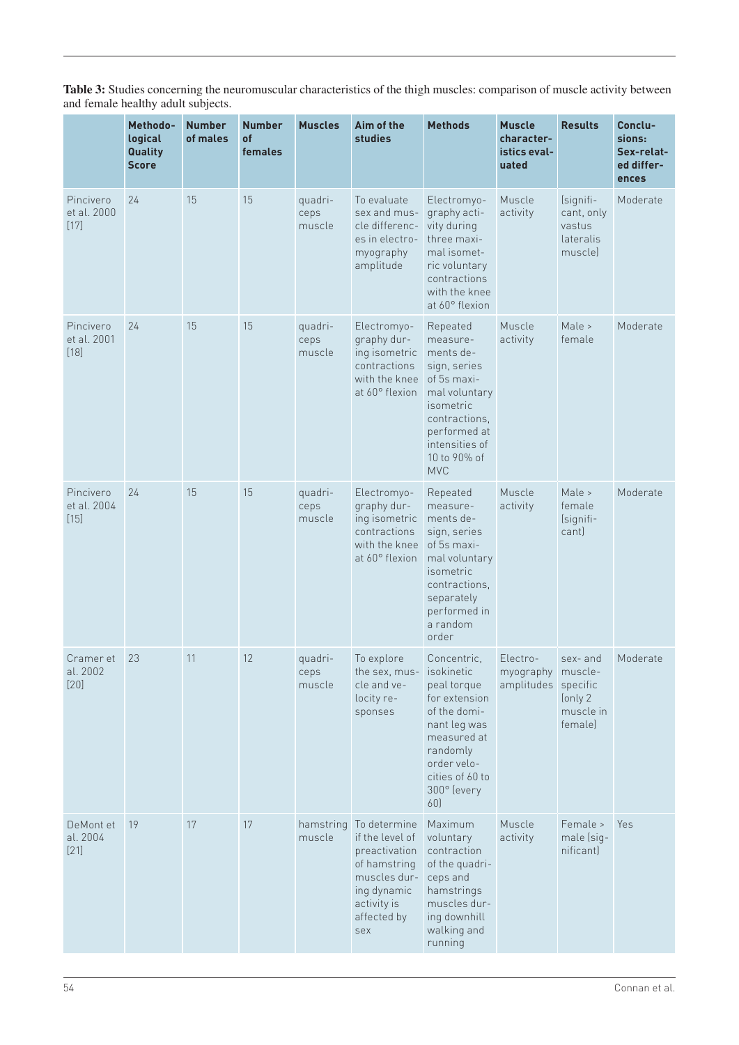**Table 3:** Studies concerning the neuromuscular characteristics of the thigh muscles: comparison of muscle activity between and female healthy adult subjects.

| | Methodological Quality Score | Number of males | Number of females | Muscles | Aim of the studies | Methods | Muscle characteristics evaluated | Results | Conclusions: Sex-related differences |
|---|---|---|---|---|---|---|---|---|---|
| Pincivero et al. 2000 [17] | 24 | 15 | 15 | quadriceps muscle | To evaluate sex and muscle differences in electromyography amplitude | Electromyography activity during three maximal isometric voluntary contractions with the knee at 60° flexion | Muscle activity | (significant, only vastus lateralis muscle) | Moderate |
| Pincivero et al. 2001 [18] | 24 | 15 | 15 | quadriceps muscle | Electromyography during isometric contractions with the knee at 60° flexion | Repeated measurements design, series of 5s maximal voluntary isometric contractions, performed at intensities of 10 to 90% of MVC | Muscle activity | Male > female | Moderate |
| Pincivero et al. 2004 [15] | 24 | 15 | 15 | quadriceps muscle | Electromyography during isometric contractions with the knee at 60° flexion | Repeated measurements design, series of 5s maximal voluntary isometric contractions, separately performed in a random order | Muscle activity | Male > female (significant) | Moderate |
| Cramer et al. 2002 [20] | 23 | 11 | 12 | quadriceps muscle | To explore the sex, muscle and velocity responses | Concentric, isokinetic peal torque for extension of the dominant leg was measured at randomly order velocities of 60 to 300° (every 60) | Electromyography amplitudes | sex- and muscle-specific (only 2 muscle in female) | Moderate |
| DeMont et al. 2004 [21] | 19 | 17 | 17 | hamstring muscle | To determine if the level of preactivation of hamstring muscles during dynamic activity is affected by sex | Maximum voluntary contraction of the quadriceps and hamstrings muscles during downhill walking and running | Muscle activity | Female > male (significant) | Yes |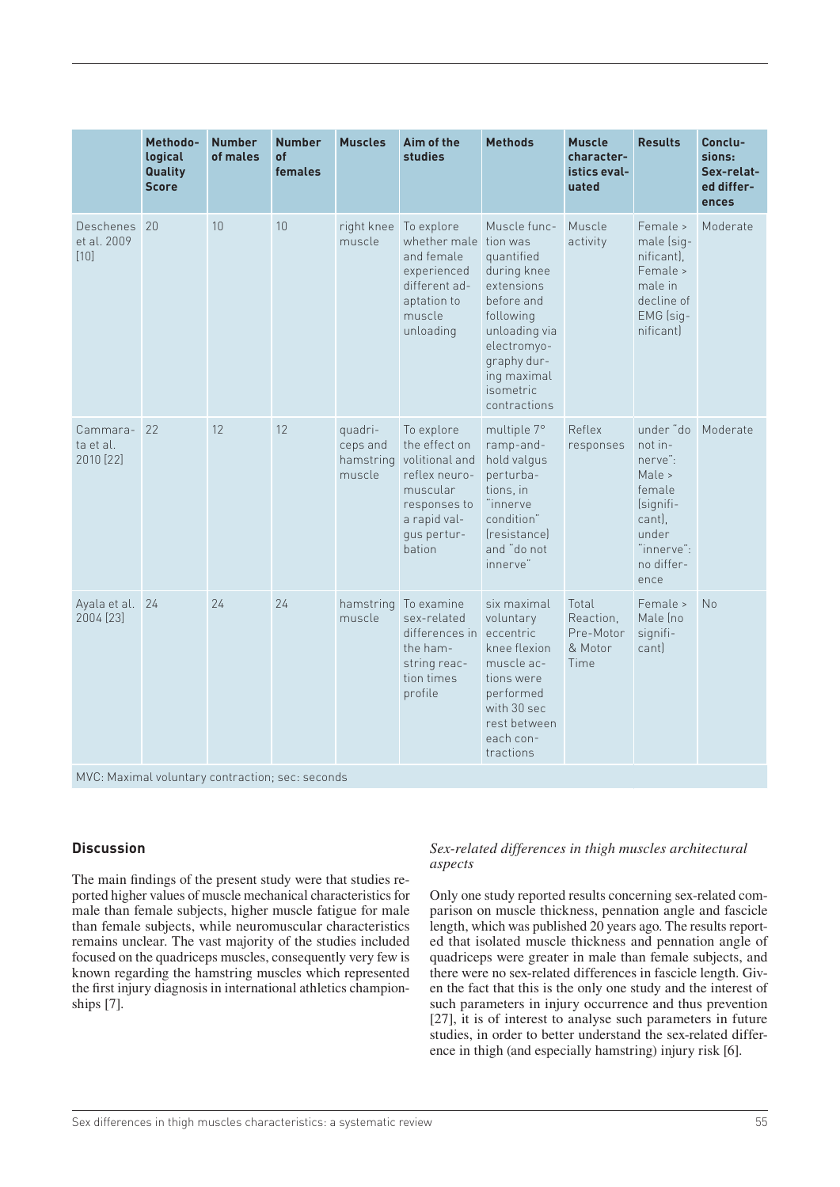| | Methodological Quality Score | Number of males | Number of females | Muscles | Aim of the studies | Methods | Muscle characteristics evaluated | Results | Conclusions: Sex-related differences |
|---|---|---|---|---|---|---|---|---|---|
| Deschenes et al. 2009 [10] | 20 | 10 | 10 | right knee muscle | To explore whether male and female experienced different adaptation to muscle unloading | Muscle function was quantified during knee extensions before and following unloading via electromyography during maximal isometric contractions | Muscle activity | Female > male (significant), Female > male in decline of EMG (significant) | Moderate |
| Cammarata et al. 2010 [22] | 22 | 12 | 12 | quadriceps and hamstring muscle | To explore the effect on volitional and reflex neuromuscular responses to a rapid valgus perturbation | multiple 7° ramp-and-hold valgus perturbations, in "innerve condition" (resistance) and "do not innerve" | Reflex responses | under "do not innerve": Male > female (significant), under "innerve": no difference | Moderate |
| Ayala et al. 2004 [23] | 24 | 24 | 24 | hamstring muscle | To examine sex-related differences in the hamstring reaction times profile | six maximal voluntary eccentric knee flexion muscle actions were performed with 30 sec rest between each contractions | Total Reaction, Pre-Motor & Motor Time | Female > Male (no significant) | No |

MVC: Maximal voluntary contraction; sec: seconds

## Discussion

The main findings of the present study were that studies reported higher values of muscle mechanical characteristics for male than female subjects, higher muscle fatigue for male than female subjects, while neuromuscular characteristics remains unclear. The vast majority of the studies included focused on the quadriceps muscles, consequently very few is known regarding the hamstring muscles which represented the first injury diagnosis in international athletics championships [7].

### *Sex-related differences in thigh muscles architectural aspects*

Only one study reported results concerning sex-related comparison on muscle thickness, pennation angle and fascicle length, which was published 20 years ago. The results reported that isolated muscle thickness and pennation angle of quadriceps were greater in male than female subjects, and there were no sex-related differences in fascicle length. Given the fact that this is the only one study and the interest of such parameters in injury occurrence and thus prevention [27], it is of interest to analyse such parameters in future studies, in order to better understand the sex-related difference in thigh (and especially hamstring) injury risk [6].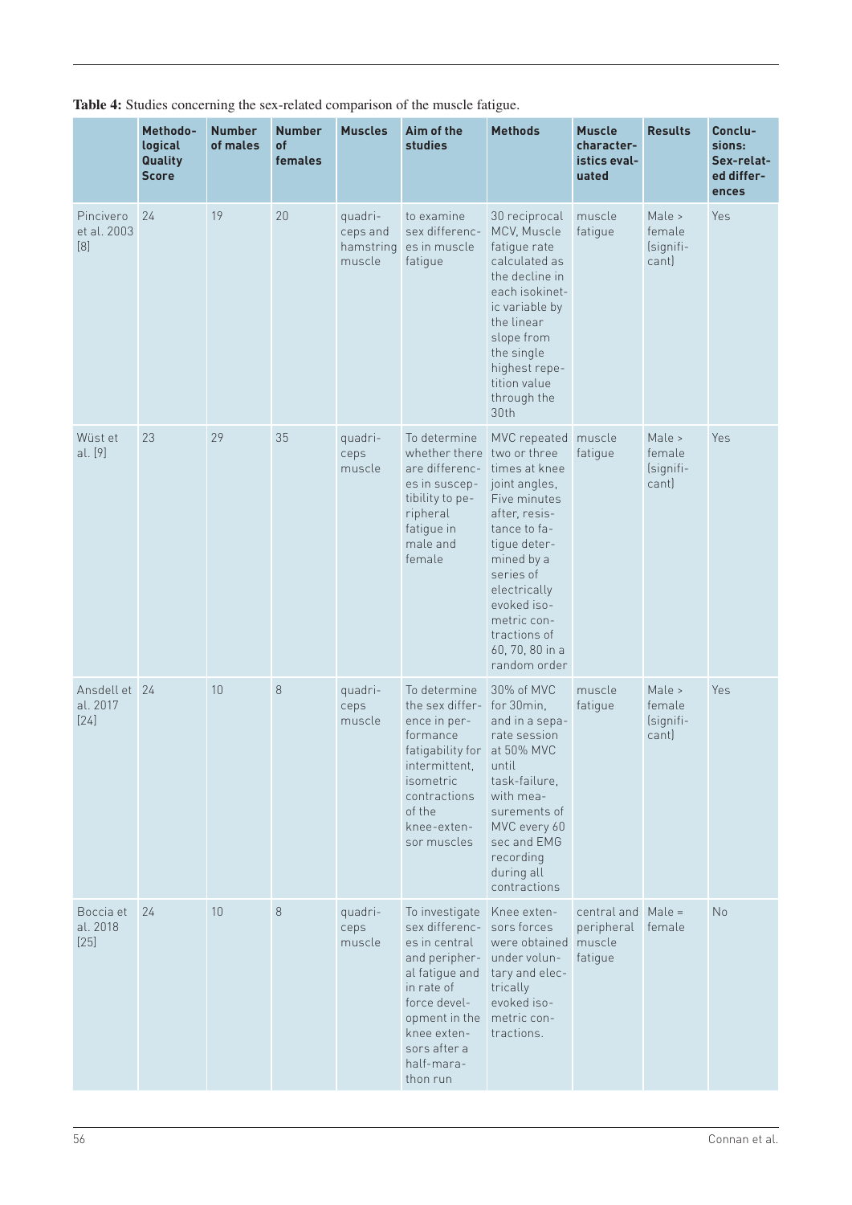**Table 4:** Studies concerning the sex-related comparison of the muscle fatigue.

| | Methodological Quality Score | Number of males | Number of females | Muscles | Aim of the studies | Methods | Muscle characteristics evaluated | Results | Conclusions: Sex-related differences |
|---|---|---|---|---|---|---|---|---|---|
| Pincivero et al. 2003 [8] | 24 | 19 | 20 | quadriceps and hamstring muscle | to examine sex differences in muscle fatigue | 30 reciprocal MCV, Muscle fatigue rate calculated as the decline in each isokinetic variable by the linear slope from the single highest repetition value through the 30th | muscle fatigue | Male > female (significant) | Yes |
| Wüst et al. [9] | 23 | 29 | 35 | quadriceps muscle | To determine whether there are differences in susceptibility to peripheral fatigue in male and female | MVC repeated two or three times at knee joint angles, Five minutes after, resistance to fatigue determined by a series of electrically evoked isometric contractions of 60, 70, 80 in a random order | muscle fatigue | Male > female (significant) | Yes |
| Ansdell et al. 2017 [24] | 24 | 10 | 8 | quadriceps muscle | To determine the sex difference in performance fatigability for intermittent, isometric contractions of the knee-extensor muscles | 30% of MVC for 30min, and in a separate session at 50% MVC until task-failure, with measurements of MVC every 60 sec and EMG recording during all contractions | muscle fatigue | Male > female (significant) | Yes |
| Boccia et al. 2018 [25] | 24 | 10 | 8 | quadriceps muscle | To investigate sex differences in central and peripheral fatigue and in rate of force development in the knee extensors after a half-marathon run | Knee extensors forces were obtained under voluntary and electrically evoked isometric contractions. | central and peripheral muscle fatigue | Male = female | No |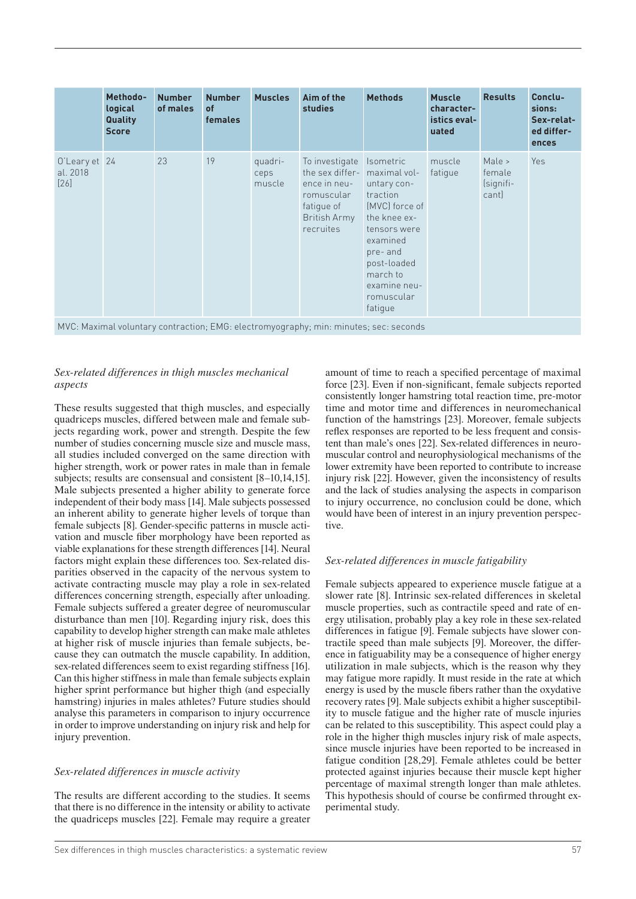| | Methodological Quality Score | Number of males | Number of females | Muscles | Aim of the studies | Methods | Muscle characteristics evaluated | Results | Conclusions: Sex-related differences |
|---|---|---|---|---|---|---|---|---|---|
| O'Leary et al. 2018 [26] | 24 | 23 | 19 | quadriceps muscle | To investigate the sex difference in neuromuscular fatigue of British Army recruites | Isometric maximal voluntary contraction (MVC) force of the knee extensors were examined pre- and post-loaded march to examine neuromuscular fatigue | muscle fatigue | Male > female (significant) | Yes |

MVC: Maximal voluntary contraction; EMG: electromyography; min: minutes; sec: seconds

### *Sex-related differences in thigh muscles mechanical aspects*

These results suggested that thigh muscles, and especially quadriceps muscles, differed between male and female subjects regarding work, power and strength. Despite the few number of studies concerning muscle size and muscle mass, all studies included converged on the same direction with higher strength, work or power rates in male than in female subjects; results are consensual and consistent [8–10,14,15]. Male subjects presented a higher ability to generate force independent of their body mass [14]. Male subjects possessed an inherent ability to generate higher levels of torque than female subjects [8]. Gender-specific patterns in muscle activation and muscle fiber morphology have been reported as viable explanations for these strength differences [14]. Neural factors might explain these differences too. Sex-related disparities observed in the capacity of the nervous system to activate contracting muscle may play a role in sex-related differences concerning strength, especially after unloading. Female subjects suffered a greater degree of neuromuscular disturbance than men [10]. Regarding injury risk, does this capability to develop higher strength can make male athletes at higher risk of muscle injuries than female subjects, because they can outmatch the muscle capability. In addition, sex-related differences seem to exist regarding stiffness [16]. Can this higher stiffness in male than female subjects explain higher sprint performance but higher thigh (and especially hamstring) injuries in males athletes? Future studies should analyse this parameters in comparison to injury occurrence in order to improve understanding on injury risk and help for injury prevention.

### *Sex-related differences in muscle activity*

The results are different according to the studies. It seems that there is no difference in the intensity or ability to activate the quadriceps muscles [22]. Female may require a greater amount of time to reach a specified percentage of maximal force [23]. Even if non-significant, female subjects reported consistently longer hamstring total reaction time, pre-motor time and motor time and differences in neuromechanical function of the hamstrings [23]. Moreover, female subjects reflex responses are reported to be less frequent and consistent than male's ones [22]. Sex-related differences in neuromuscular control and neurophysiological mechanisms of the lower extremity have been reported to contribute to increase injury risk [22]. However, given the inconsistency of results and the lack of studies analysing the aspects in comparison to injury occurrence, no conclusion could be done, which would have been of interest in an injury prevention perspective.

### *Sex-related differences in muscle fatigability*

Female subjects appeared to experience muscle fatigue at a slower rate [8]. Intrinsic sex-related differences in skeletal muscle properties, such as contractile speed and rate of energy utilisation, probably play a key role in these sex-related differences in fatigue [9]. Female subjects have slower contractile speed than male subjects [9]. Moreover, the difference in fatiguability may be a consequence of higher energy utilization in male subjects, which is the reason why they may fatigue more rapidly. It must reside in the rate at which energy is used by the muscle fibers rather than the oxydative recovery rates [9]. Male subjects exhibit a higher susceptibility to muscle fatigue and the higher rate of muscle injuries can be related to this susceptibility. This aspect could play a role in the higher thigh muscles injury risk of male aspects, since muscle injuries have been reported to be increased in fatigue condition [28,29]. Female athletes could be better protected against injuries because their muscle kept higher percentage of maximal strength longer than male athletes. This hypothesis should of course be confirmed throught experimental study.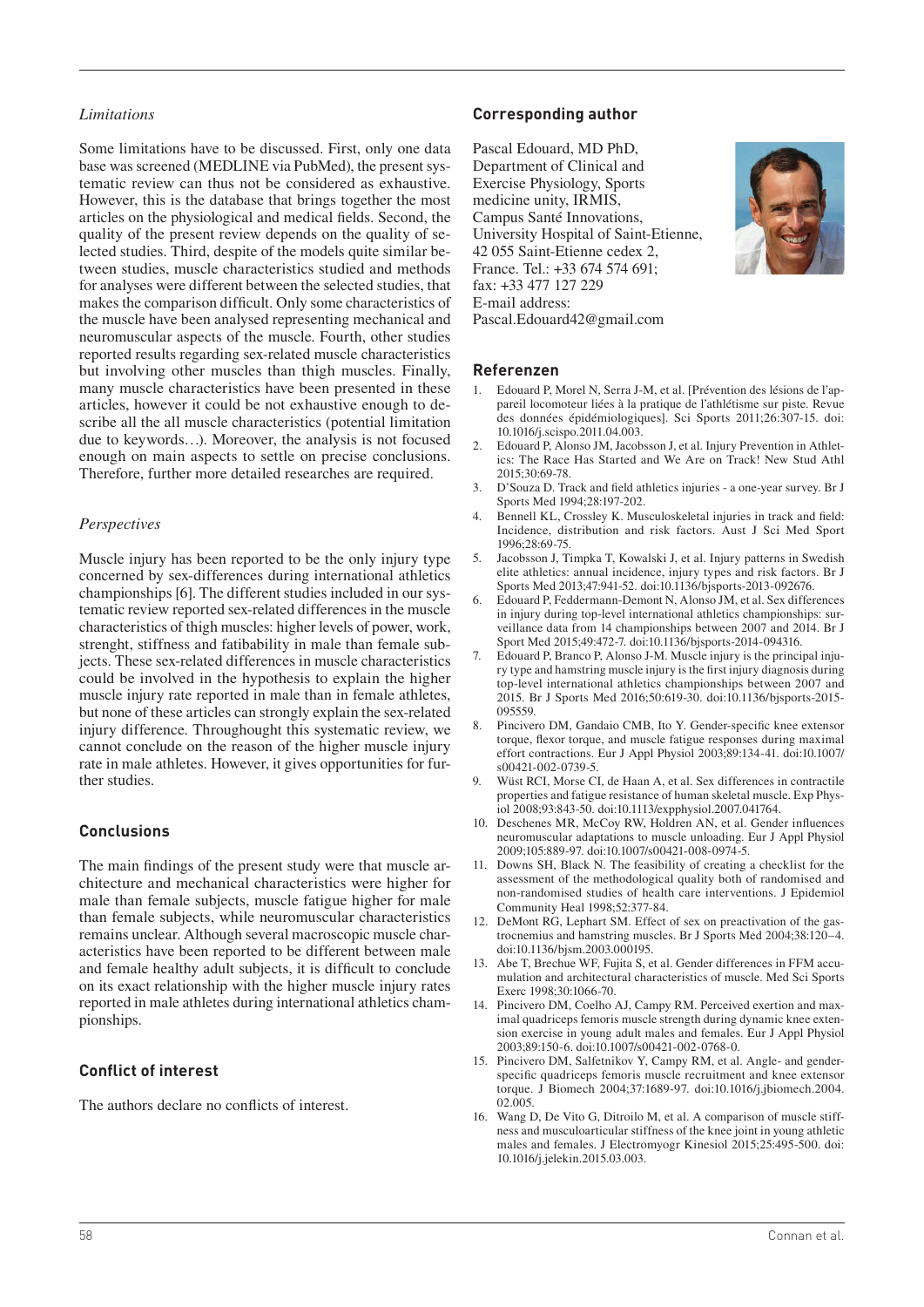*Limitations*

Some limitations have to be discussed. First, only one data base was screened (MEDLINE via PubMed), the present systematic review can thus not be considered as exhaustive. However, this is the database that brings together the most articles on the physiological and medical fields. Second, the quality of the present review depends on the quality of selected studies. Third, despite of the models quite similar between studies, muscle characteristics studied and methods for analyses were different between the selected studies, that makes the comparison difficult. Only some characteristics of the muscle have been analysed representing mechanical and neuromuscular aspects of the muscle. Fourth, other studies reported results regarding sex-related muscle characteristics but involving other muscles than thigh muscles. Finally, many muscle characteristics have been presented in these articles, however it could be not exhaustive enough to describe all the all muscle characteristics (potential limitation due to keywords…). Moreover, the analysis is not focused enough on main aspects to settle on precise conclusions. Therefore, further more detailed researches are required.

*Perspectives*

Muscle injury has been reported to be the only injury type concerned by sex-differences during international athletics championships [6]. The different studies included in our systematic review reported sex-related differences in the muscle characteristics of thigh muscles: higher levels of power, work, strenght, stiffness and fatibability in male than female subjects. These sex-related differences in muscle characteristics could be involved in the hypothesis to explain the higher muscle injury rate reported in male than in female athletes, but none of these articles can strongly explain the sex-related injury difference. Throughought this systematic review, we cannot conclude on the reason of the higher muscle injury rate in male athletes. However, it gives opportunities for further studies.

## Conclusions

The main findings of the present study were that muscle architecture and mechanical characteristics were higher for male than female subjects, muscle fatigue higher for male than female subjects, while neuromuscular characteristics remains unclear. Although several macroscopic muscle characteristics have been reported to be different between male and female healthy adult subjects, it is difficult to conclude on its exact relationship with the higher muscle injury rates reported in male athletes during international athletics championships.

## Conflict of interest

The authors declare no conflicts of interest.

## Corresponding author

Pascal Edouard, MD PhD,
Department of Clinical and Exercise Physiology, Sports medicine unity, IRMIS,
Campus Santé Innovations,
University Hospital of Saint-Etienne,
42 055 Saint-Etienne cedex 2,
France. Tel.: +33 674 574 691;
fax: +33 477 127 229
E-mail address:
Pascal.Edouard42@gmail.com

## Referenzen

1. Edouard P, Morel N, Serra J-M, et al. [Prévention des lésions de l'appareil locomoteur liées à la pratique de l'athlétisme sur piste. Revue des données épidémiologiques]. Sci Sports 2011;26:307-15. doi: 10.1016/j.scispo.2011.04.003.
2. Edouard P, Alonso JM, Jacobsson J, et al. Injury Prevention in Athletics: The Race Has Started and We Are on Track! New Stud Athl 2015;30:69-78.
3. D'Souza D. Track and field athletics injuries - a one-year survey. Br J Sports Med 1994;28:197-202.
4. Bennell KL, Crossley K. Musculoskeletal injuries in track and field: Incidence, distribution and risk factors. Aust J Sci Med Sport 1996;28:69-75.
5. Jacobsson J, Timpka T, Kowalski J, et al. Injury patterns in Swedish elite athletics: annual incidence, injury types and risk factors. Br J Sports Med 2013;47:941-52. doi:10.1136/bjsports-2013-092676.
6. Edouard P, Feddermann-Demont N, Alonso JM, et al. Sex differences in injury during top-level international athletics championships: surveillance data from 14 championships between 2007 and 2014. Br J Sport Med 2015;49:472-7. doi:10.1136/bjsports-2014-094316.
7. Edouard P, Branco P, Alonso J-M. Muscle injury is the principal injury type and hamstring muscle injury is the first injury diagnosis during top-level international athletics championships between 2007 and 2015. Br J Sports Med 2016;50:619-30. doi:10.1136/bjsports-2015-095559.
8. Pincivero DM, Gandaio CMB, Ito Y. Gender-specific knee extensor torque, flexor torque, and muscle fatigue responses during maximal effort contractions. Eur J Appl Physiol 2003;89:134-41. doi:10.1007/s00421-002-0739-5.
9. Wüst RCI, Morse CI, de Haan A, et al. Sex differences in contractile properties and fatigue resistance of human skeletal muscle. Exp Physiol 2008;93:843-50. doi:10.1113/expphysiol.2007.041764.
10. Deschenes MR, McCoy RW, Holdren AN, et al. Gender influences neuromuscular adaptations to muscle unloading. Eur J Appl Physiol 2009;105:889-97. doi:10.1007/s00421-008-0974-5.
11. Downs SH, Black N. The feasibility of creating a checklist for the assessment of the methodological quality both of randomised and non-randomised studies of health care interventions. J Epidemiol Community Heal 1998;52:377-84.
12. DeMont RG, Lephart SM. Effect of sex on preactivation of the gastrocnemius and hamstring muscles. Br J Sports Med 2004;38:120–4. doi:10.1136/bjsm.2003.000195.
13. Abe T, Brechue WF, Fujita S, et al. Gender differences in FFM accumulation and architectural characteristics of muscle. Med Sci Sports Exerc 1998;30:1066-70.
14. Pincivero DM, Coelho AJ, Campy RM. Perceived exertion and maximal quadriceps femoris muscle strength during dynamic knee extension exercise in young adult males and females. Eur J Appl Physiol 2003;89:150-6. doi:10.1007/s00421-002-0768-0.
15. Pincivero DM, Salfetnikov Y, Campy RM, et al. Angle- and gender-specific quadriceps femoris muscle recruitment and knee extensor torque. J Biomech 2004;37:1689-97. doi:10.1016/j.jbiomech.2004.02.005.
16. Wang D, De Vito G, Ditroilo M, et al. A comparison of muscle stiffness and musculoarticular stiffness of the knee joint in young athletic males and females. J Electromyogr Kinesiol 2015;25:495-500. doi: 10.1016/j.jelekin.2015.03.003.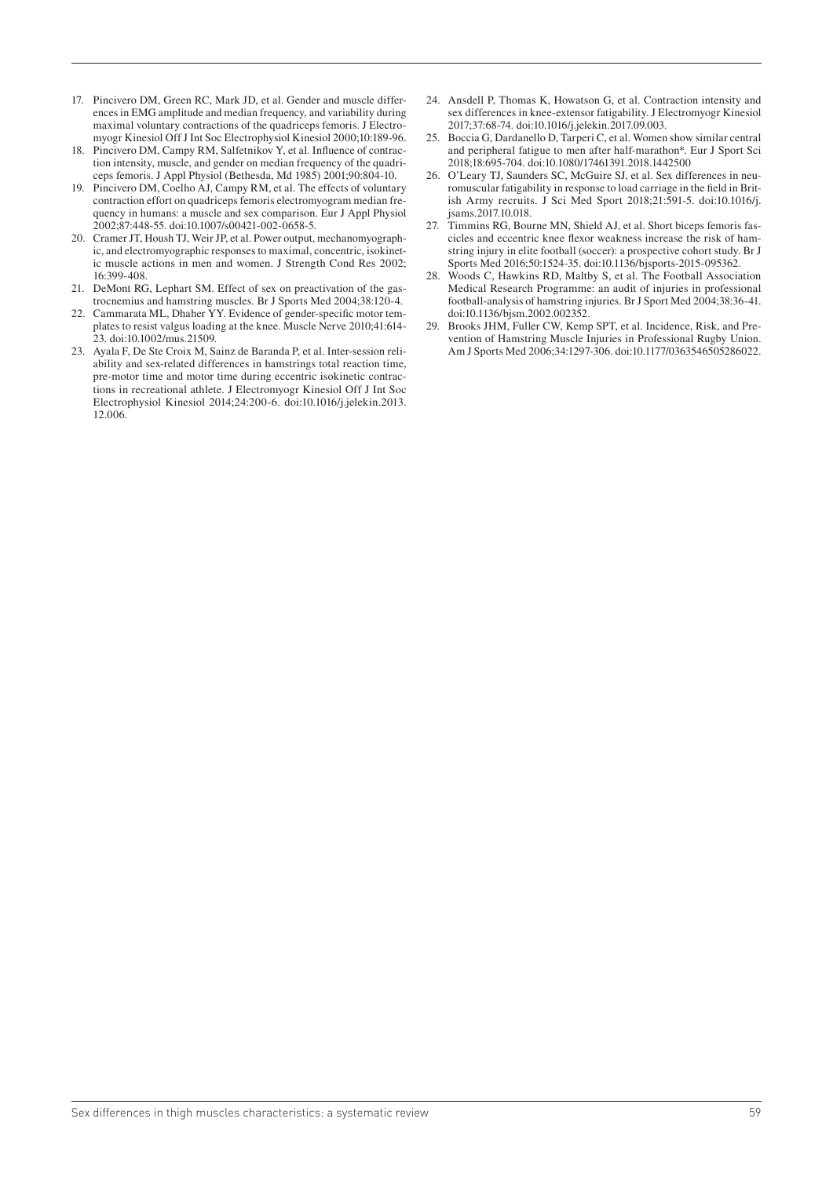17. Pincivero DM, Green RC, Mark JD, et al. Gender and muscle differences in EMG amplitude and median frequency, and variability during maximal voluntary contractions of the quadriceps femoris. J Electromyogr Kinesiol Off J Int Soc Electrophysiol Kinesiol 2000;10:189-96.
18. Pincivero DM, Campy RM, Salfetnikov Y, et al. Influence of contraction intensity, muscle, and gender on median frequency of the quadriceps femoris. J Appl Physiol (Bethesda, Md 1985) 2001;90:804-10.
19. Pincivero DM, Coelho AJ, Campy RM, et al. The effects of voluntary contraction effort on quadriceps femoris electromyogram median frequency in humans: a muscle and sex comparison. Eur J Appl Physiol 2002;87:448-55. doi:10.1007/s00421-002-0658-5.
20. Cramer JT, Housh TJ, Weir JP, et al. Power output, mechanomyographic, and electromyographic responses to maximal, concentric, isokinetic muscle actions in men and women. J Strength Cond Res 2002; 16:399-408.
21. DeMont RG, Lephart SM. Effect of sex on preactivation of the gastrocnemius and hamstring muscles. Br J Sports Med 2004;38:120-4.
22. Cammarata ML, Dhaher YY. Evidence of gender-specific motor templates to resist valgus loading at the knee. Muscle Nerve 2010;41:614-23. doi:10.1002/mus.21509.
23. Ayala F, De Ste Croix M, Sainz de Baranda P, et al. Inter-session reliability and sex-related differences in hamstrings total reaction time, pre-motor time and motor time during eccentric isokinetic contractions in recreational athlete. J Electromyogr Kinesiol Off J Int Soc Electrophysiol Kinesiol 2014;24:200-6. doi:10.1016/j.jelekin.2013.12.006.
24. Ansdell P, Thomas K, Howatson G, et al. Contraction intensity and sex differences in knee-extensor fatigability. J Electromyogr Kinesiol 2017;37:68-74. doi:10.1016/j.jelekin.2017.09.003.
25. Boccia G, Dardanello D, Tarperi C, et al. Women show similar central and peripheral fatigue to men after half-marathon*. Eur J Sport Sci 2018;18:695-704. doi:10.1080/17461391.2018.1442500
26. O'Leary TJ, Saunders SC, McGuire SJ, et al. Sex differences in neuromuscular fatigability in response to load carriage in the field in British Army recruits. J Sci Med Sport 2018;21:591-5. doi:10.1016/j.jsams.2017.10.018.
27. Timmins RG, Bourne MN, Shield AJ, et al. Short biceps femoris fascicles and eccentric knee flexor weakness increase the risk of hamstring injury in elite football (soccer): a prospective cohort study. Br J Sports Med 2016;50:1524-35. doi:10.1136/bjsports-2015-095362.
28. Woods C, Hawkins RD, Maltby S, et al. The Football Association Medical Research Programme: an audit of injuries in professional football-analysis of hamstring injuries. Br J Sport Med 2004;38:36-41. doi:10.1136/bjsm.2002.002352.
29. Brooks JHM, Fuller CW, Kemp SPT, et al. Incidence, Risk, and Prevention of Hamstring Muscle Injuries in Professional Rugby Union. Am J Sports Med 2006;34:1297-306. doi:10.1177/0363546505286022.